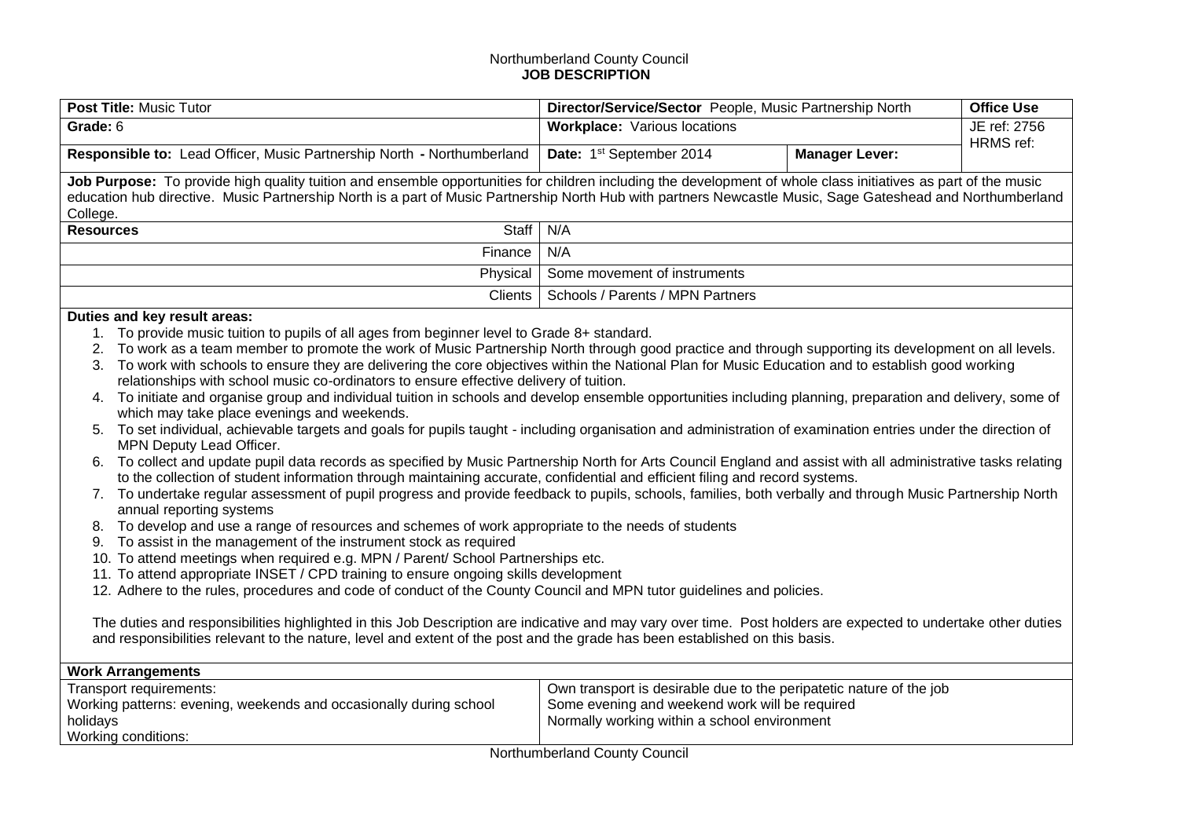Northumberland County Council

**JOB DESCRIPTION**

| **Post Title:** Music Tutor | **Director/Service/Sector** People, Music Partnership North | | **Office Use** |
|---|---|---|---|
| **Grade:** 6 | **Workplace:** Various locations | | JE ref: 2756 HRMS ref: |
| **Responsible to:** Lead Officer, Music Partnership North **-** Northumberland | **Date:** 1st September 2014 | **Manager Lever:** | |

**Job Purpose:** To provide high quality tuition and ensemble opportunities for children including the development of whole class initiatives as part of the music education hub directive. Music Partnership North is a part of Music Partnership North Hub with partners Newcastle Music, Sage Gateshead and Northumberland College.

| **Resources** | | |
|---|---|---|
| | Staff | N/A |
| | Finance | N/A |
| | Physical | Some movement of instruments |
| | Clients | Schools / Parents / MPN Partners |

**Duties and key result areas:**

1. To provide music tuition to pupils of all ages from beginner level to Grade 8+ standard.
2. To work as a team member to promote the work of Music Partnership North through good practice and through supporting its development on all levels.
3. To work with schools to ensure they are delivering the core objectives within the National Plan for Music Education and to establish good working relationships with school music co-ordinators to ensure effective delivery of tuition.
4. To initiate and organise group and individual tuition in schools and develop ensemble opportunities including planning, preparation and delivery, some of which may take place evenings and weekends.
5. To set individual, achievable targets and goals for pupils taught - including organisation and administration of examination entries under the direction of MPN Deputy Lead Officer.
6. To collect and update pupil data records as specified by Music Partnership North for Arts Council England and assist with all administrative tasks relating to the collection of student information through maintaining accurate, confidential and efficient filing and record systems.
7. To undertake regular assessment of pupil progress and provide feedback to pupils, schools, families, both verbally and through Music Partnership North annual reporting systems
8. To develop and use a range of resources and schemes of work appropriate to the needs of students
9. To assist in the management of the instrument stock as required
10. To attend meetings when required e.g. MPN / Parent/ School Partnerships etc.
11. To attend appropriate INSET / CPD training to ensure ongoing skills development
12. Adhere to the rules, procedures and code of conduct of the County Council and MPN tutor guidelines and policies.

The duties and responsibilities highlighted in this Job Description are indicative and may vary over time. Post holders are expected to undertake other duties and responsibilities relevant to the nature, level and extent of the post and the grade has been established on this basis.

| **Work Arrangements** | |
|---|---|
| Transport requirements: | Own transport is desirable due to the peripatetic nature of the job |
| Working patterns: evening, weekends and occasionally during school holidays | Some evening and weekend work will be required |
| Working conditions: | Normally working within a school environment |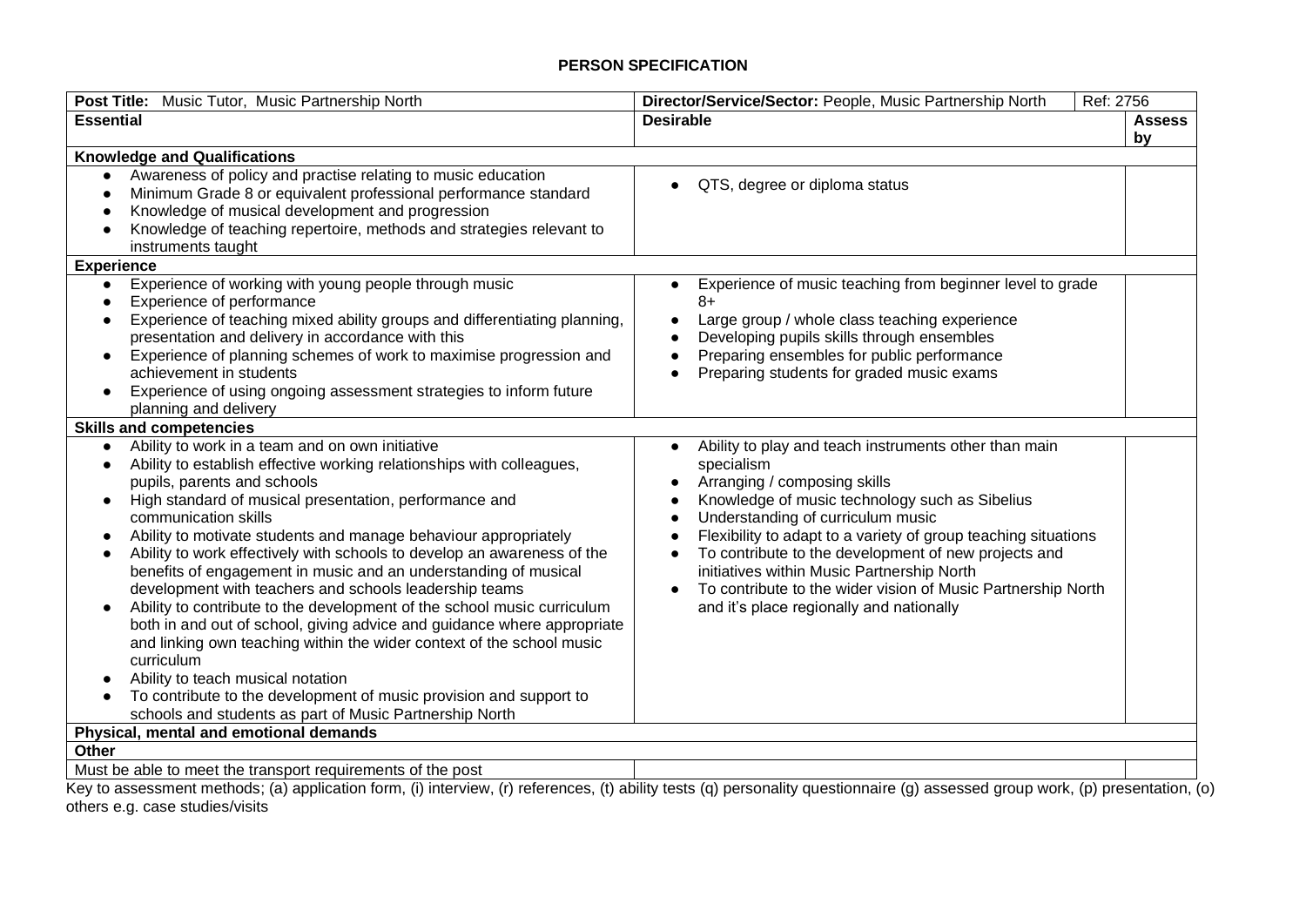## PERSON SPECIFICATION

| Post Title: Music Tutor, Music Partnership North | Director/Service/Sector: People, Music Partnership North Ref: 2756 | |
|---|---|---|
| **Essential** | **Desirable** | **Assess by** |
| **Knowledge and Qualifications** | | |
| • Awareness of policy and practise relating to music education<br>• Minimum Grade 8 or equivalent professional performance standard<br>• Knowledge of musical development and progression<br>• Knowledge of teaching repertoire, methods and strategies relevant to instruments taught | • QTS, degree or diploma status | |
| **Experience** | | |
| • Experience of working with young people through music<br>• Experience of performance<br>• Experience of teaching mixed ability groups and differentiating planning, presentation and delivery in accordance with this<br>• Experience of planning schemes of work to maximise progression and achievement in students<br>• Experience of using ongoing assessment strategies to inform future planning and delivery | • Experience of music teaching from beginner level to grade 8+<br>• Large group / whole class teaching experience<br>• Developing pupils skills through ensembles<br>• Preparing ensembles for public performance<br>• Preparing students for graded music exams | |
| **Skills and competencies** | | |
| • Ability to work in a team and on own initiative<br>• Ability to establish effective working relationships with colleagues, pupils, parents and schools<br>• High standard of musical presentation, performance and communication skills<br>• Ability to motivate students and manage behaviour appropriately<br>• Ability to work effectively with schools to develop an awareness of the benefits of engagement in music and an understanding of musical development with teachers and schools leadership teams<br>• Ability to contribute to the development of the school music curriculum both in and out of school, giving advice and guidance where appropriate and linking own teaching within the wider context of the school music curriculum<br>• Ability to teach musical notation<br>• To contribute to the development of music provision and support to schools and students as part of Music Partnership North | • Ability to play and teach instruments other than main specialism<br>• Arranging / composing skills<br>• Knowledge of music technology such as Sibelius<br>• Understanding of curriculum music<br>• Flexibility to adapt to a variety of group teaching situations<br>• To contribute to the development of new projects and initiatives within Music Partnership North<br>• To contribute to the wider vision of Music Partnership North and it's place regionally and nationally | |
| **Physical, mental and emotional demands** | | |
| **Other** | | |
| Must be able to meet the transport requirements of the post | | |

Key to assessment methods; (a) application form, (i) interview, (r) references, (t) ability tests (q) personality questionnaire (g) assessed group work, (p) presentation, (o) others e.g. case studies/visits